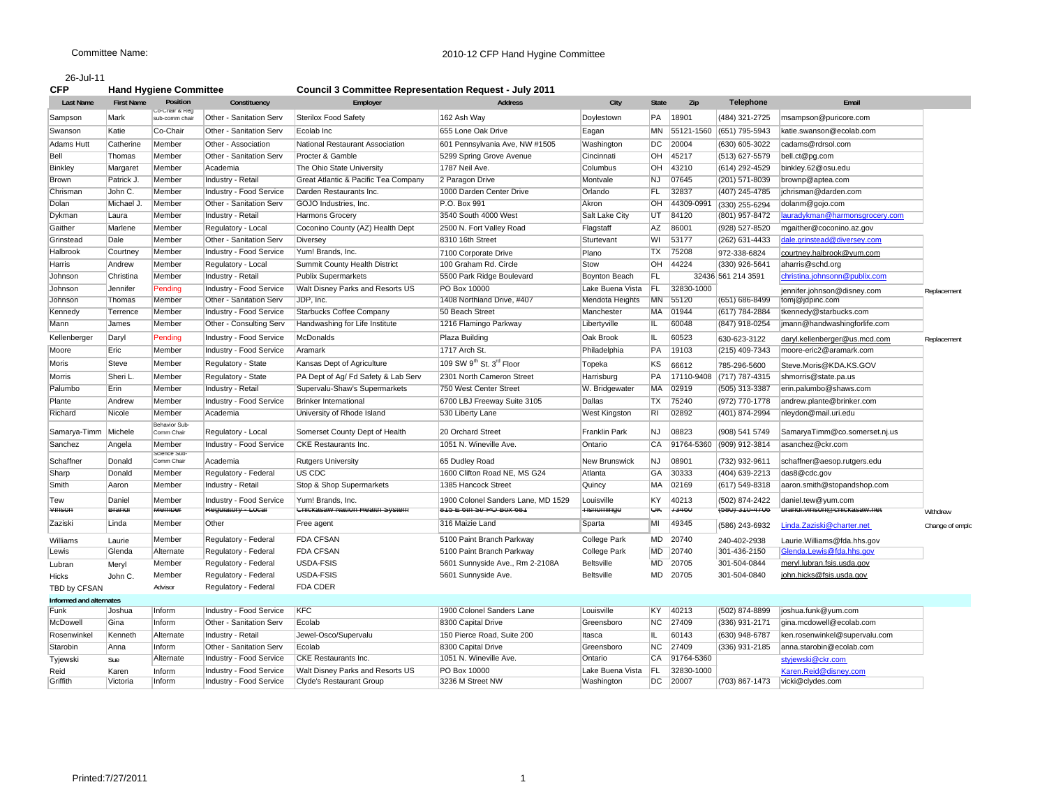Committee Name: 2010-12 CFP Hand Hygiene Committee

26-Jul-11

**CFP** **Hand Hygiene Committee** **Council 3 Committee Representation Request - July 2011**

| Last Name | First Name | Position | Constituency | Employer | Address | City | State | Zip | Telephone | Email | |
|---|---|---|---|---|---|---|---|---|---|---|---|
| Sampson | Mark | Co-Chair & Reg sub-comm chair | Other - Sanitation Serv | Sterilox Food Safety | 162 Ash Way | Doylestown | PA | 18901 | (484) 321-2725 | msampson@puricore.com | |
| Swanson | Katie | Co-Chair | Other - Sanitation Serv | Ecolab Inc | 655 Lone Oak Drive | Eagan | MN | 55121-1560 | (651) 795-5943 | katie.swanson@ecolab.com | |
| Adams Hutt | Catherine | Member | Other - Association | National Restaurant Association | 601 Pennsylvania Ave, NW #1505 | Washington | DC | 20004 | (630) 605-3022 | cadams@rdrsol.com | |
| Bell | Thomas | Member | Other - Sanitation Serv | Procter & Gamble | 5299 Spring Grove Avenue | Cincinnati | OH | 45217 | (513) 627-5579 | bell.ct@pg.com | |
| Binkley | Margaret | Member | Academia | The Ohio State University | 1787 Neil Ave. | Columbus | OH | 43210 | (614) 292-4529 | binkley.62@osu.edu | |
| Brown | Patrick J. | Member | Industry - Retail | Great Atlantic & Pacific Tea Company | 2 Paragon Drive | Montvale | NJ | 07645 | (201) 571-8039 | brownp@aptea.com | |
| Chrisman | John C. | Member | Industry - Food Service | Darden Restaurants Inc. | 1000 Darden Center Drive | Orlando | FL | 32837 | (407) 245-4785 | jchrisman@darden.com | |
| Dolan | Michael J. | Member | Other - Sanitation Serv | GOJO Industries, Inc. | P.O. Box 991 | Akron | OH | 44309-0991 | (330) 255-6294 | dolanm@gojo.com | |
| Dykman | Laura | Member | Industry - Retail | Harmons Grocery | 3540 South 4000 West | Salt Lake City | UT | 84120 | (801) 957-8472 | lauradykman@harmonsgrocery.com | |
| Gaither | Marlene | Member | Regulatory - Local | Coconino County (AZ) Health Dept | 2500 N. Fort Valley Road | Flagstaff | AZ | 86001 | (928) 527-8520 | mgaither@coconino.az.gov | |
| Grinstead | Dale | Member | Other - Sanitation Serv | Diversey | 8310 16th Street | Sturtevant | WI | 53177 | (262) 631-4433 | dale.grinstead@diversey.com | |
| Halbrook | Courtney | Member | Industry - Food Service | Yum! Brands, Inc. | 7100 Corporate Drive | Plano | TX | 75208 | 972-338-6824 | courtney.halbrook@yum.com | |
| Harris | Andrew | Member | Regulatory - Local | Summit County Health District | 100 Graham Rd. Circle | Stow | OH | 44224 | (330) 926-5641 | aharris@schd.org | |
| Johnson | Christina | Member | Industry - Retail | Publix Supermarkets | 5500 Park Ridge Boulevard | Boynton Beach | FL | 32436 | 561 214 3591 | christina.johnsonn@publix.com | |
| Johnson | Jennifer | Pending | Industry - Food Service | Walt Disney Parks and Resorts US | PO Box 10000 | Lake Buena Vista | FL | 32830-1000 | | jennifer.johnson@disney.com | Replacement |
| Johnson | Thomas | Member | Other - Sanitation Serv | JDP, Inc. | 1408 Northland Drive, #407 | Mendota Heights | MN | 55120 | (651) 686-8499 | tomj@jdpinc.com | |
| Kennedy | Terrence | Member | Industry - Food Service | Starbucks Coffee Company | 50 Beach Street | Manchester | MA | 01944 | (617) 784-2884 | tkennedy@starbucks.com | |
| Mann | James | Member | Other - Consulting Serv | Handwashing for Life Institute | 1216 Flamingo Parkway | Libertyville | IL | 60048 | (847) 918-0254 | jmann@handwashingforlife.com | |
| Kellenberger | Daryl | Pending | Industry - Food Service | McDonalds | Plaza Building | Oak Brook | IL | 60523 | 630-623-3122 | daryl.kellenberger@us.mcd.com | Replacement |
| Moore | Eric | Member | Industry - Food Service | Aramark | 1717 Arch St. | Philadelphia | PA | 19103 | (215) 409-7343 | moore-eric2@aramark.com | |
| Moris | Steve | Member | Regulatory - State | Kansas Dept of Agriculture | 109 SW 9th St. 3rd Floor | Topeka | KS | 66612 | 785-296-5600 | Steve.Moris@KDA.KS.GOV | |
| Morris | Sheri L. | Member | Regulatory - State | PA Dept of Ag/ Fd Safety & Lab Serv | 2301 North Cameron Street | Harrisburg | PA | 17110-9408 | (717) 787-4315 | shmorris@state.pa.us | |
| Palumbo | Erin | Member | Industry - Retail | Supervalu-Shaw's Supermarkets | 750 West Center Street | W. Bridgewater | MA | 02919 | (505) 313-3387 | erin.palumbo@shaws.com | |
| Plante | Andrew | Member | Industry - Food Service | Brinker International | 6700 LBJ Freeway Suite 3105 | Dallas | TX | 75240 | (972) 770-1778 | andrew.plante@brinker.com | |
| Richard | Nicole | Member | Academia | University of Rhode Island | 530 Liberty Lane | West Kingston | RI | 02892 | (401) 874-2994 | nleydon@mail.uri.edu | |
| Samarya-Timm | Michele | Behavior Sub-Comm Chair | Regulatory - Local | Somerset County Dept of Health | 20 Orchard Street | Franklin Park | NJ | 08823 | (908) 541 5749 | SamaryaTimm@co.somerset.nj.us | |
| Sanchez | Angela | Member | Industry - Food Service | CKE Restaurants Inc. | 1051 N. Wineville Ave. | Ontario | CA | 91764-5360 | (909) 912-3814 | asanchez@ckr.com | |
| Schaffner | Donald | Science Sub-Comm Chair | Academia | Rutgers University | 65 Dudley Road | New Brunswick | NJ | 08901 | (732) 932-9611 | schaffner@aesop.rutgers.edu | |
| Sharp | Donald | Member | Regulatory - Federal | US CDC | 1600 Clifton Road NE, MS G24 | Atlanta | GA | 30333 | (404) 639-2213 | das8@cdc.gov | |
| Smith | Aaron | Member | Industry - Retail | Stop & Shop Supermarkets | 1385 Hancock Street | Quincy | MA | 02169 | (617) 549-8318 | aaron.smith@stopandshop.com | |
| Tew | Daniel | Member | Industry - Food Service | Yum! Brands, Inc. | 1900 Colonel Sanders Lane, MD 1529 | Louisville | KY | 40213 | (502) 874-2422 | daniel.tew@yum.com | |
| ~~Vinson~~ | ~~Brandi~~ | ~~Member~~ | ~~Regulatory - Local~~ | ~~Chickasaw Nation Health System~~ | ~~815 E 6th St/ PO Box 681~~ | ~~Tishomingo~~ | ~~OK~~ | ~~73460~~ | ~~(580) 310-4706~~ | ~~brandi.vinson@chickasaw.net~~ | Withdrew |
| Zaziski | Linda | Member | Other | Free agent | 316 Maizie Land | Sparta | MI | 49345 | (586) 243-6932 | Linda.Zaziski@charter.net | Change of emplo |
| Williams | Laurie | Member | Regulatory - Federal | FDA CFSAN | 5100 Paint Branch Parkway | College Park | MD | 20740 | 240-402-2938 | Laurie.Williams@fda.hhs.gov | |
| Lewis | Glenda | Alternate | Regulatory - Federal | FDA CFSAN | 5100 Paint Branch Parkway | College Park | MD | 20740 | 301-436-2150 | Glenda.Lewis@fda.hhs.gov | |
| Lubran | Meryl | Member | Regulatory - Federal | USDA-FSIS | 5601 Sunnyside Ave., Rm 2-2108A | Beltsville | MD | 20705 | 301-504-0844 | meryl.lubran.fsis.usda.gov | |
| Hicks | John C. | Member | Regulatory - Federal | USDA-FSIS | 5601 Sunnyside Ave. | Beltsville | MD | 20705 | 301-504-0840 | john.hicks@fsis.usda.gov | |
| TBD by CFSAN | | Advisor | Regulatory - Federal | FDA CDER | | | | | | | |
| **Informed and alternates** | | | | | | | | | | | |
| Funk | Joshua | Inform | Industry - Food Service | KFC | 1900 Colonel Sanders Lane | Louisville | KY | 40213 | (502) 874-8899 | joshua.funk@yum.com | |
| McDowell | Gina | Inform | Other - Sanitation Serv | Ecolab | 8300 Capital Drive | Greensboro | NC | 27409 | (336) 931-2171 | gina.mcdowell@ecolab.com | |
| Rosenwinkel | Kenneth | Alternate | Industry - Retail | Jewel-Osco/Supervalu | 150 Pierce Road, Suite 200 | Itasca | IL | 60143 | (630) 948-6787 | ken.rosenwinkel@supervalu.com | |
| Starobin | Anna | Inform | Other - Sanitation Serv | Ecolab | 8300 Capital Drive | Greensboro | NC | 27409 | (336) 931-2185 | anna.starobin@ecolab.com | |
| Tyjewski | Sue | Alternate | Industry - Food Service | CKE Restaurants Inc. | 1051 N. Wineville Ave. | Ontario | CA | 91764-5360 | | styjewski@ckr.com | |
| Reid | Karen | Inform | Industry - Food Service | Walt Disney Parks and Resorts US | PO Box 10000 | Lake Buena Vista | FL | 32830-1000 | | Karen.Reid@disney.com | |
| Griffith | Victoria | Inform | Industry - Food Service | Clyde's Restaurant Group | 3236 M Street NW | Washington | DC | 20007 | (703) 867-1473 | vicki@clydes.com | |

Printed:7/27/2011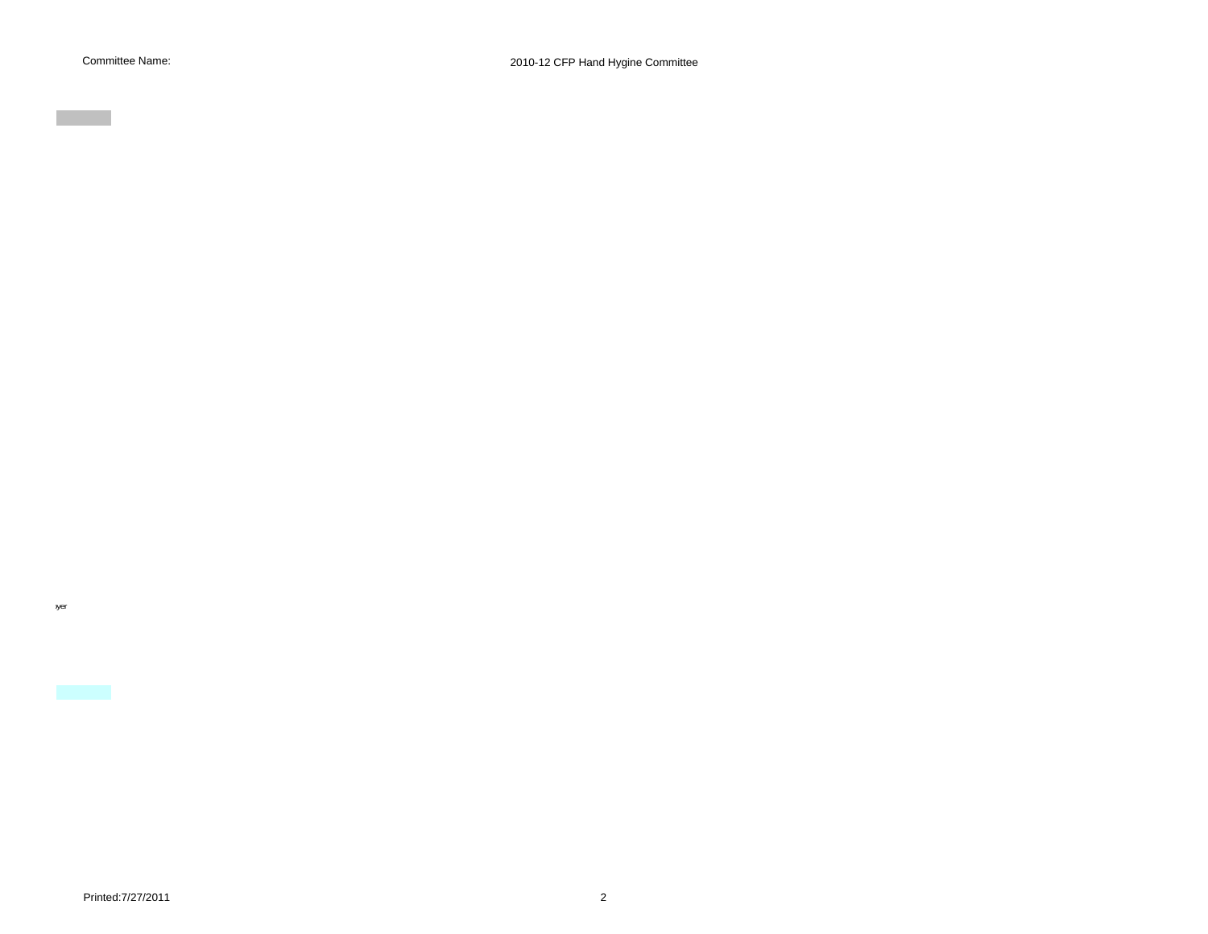Committee Name: 2010-12 CFP Hand Hygine Committee

yer